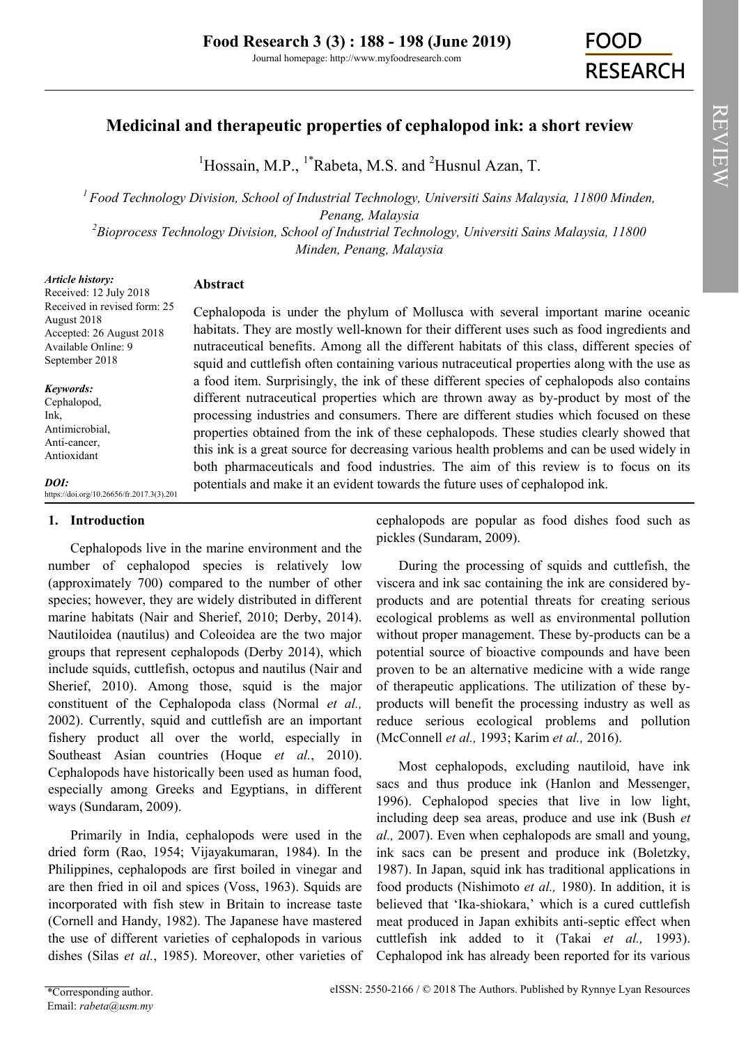# Medicinal and therapeutic properties of cephalopod ink: a short review

[1]Hossain, M.P., [1*]Rabeta, M.S. and [2]Husnul Azan, T.

[1] *Food Technology Division, School of Industrial Technology, Universiti Sains Malaysia, 11800 Minden, Penang, Malaysia*

[2] *Bioprocess Technology Division, School of Industrial Technology, Universiti Sains Malaysia, 11800 Minden, Penang, Malaysia*

***Article history:***
Received: 12 July 2018
Received in revised form: 25 August 2018
Accepted: 26 August 2018
Available Online: 9 September 2018

***Keywords:***
Cephalopod,
Ink,
Antimicrobial,
Anti-cancer,
Antioxidant

***DOI:***
https://doi.org/10.26656/fr.2017.3(3).201

## Abstract

Cephalopoda is under the phylum of Mollusca with several important marine oceanic habitats. They are mostly well-known for their different uses such as food ingredients and nutraceutical benefits. Among all the different habitats of this class, different species of squid and cuttlefish often containing various nutraceutical properties along with the use as a food item. Surprisingly, the ink of these different species of cephalopods also contains different nutraceutical properties which are thrown away as by-product by most of the processing industries and consumers. There are different studies which focused on these properties obtained from the ink of these cephalopods. These studies clearly showed that this ink is a great source for decreasing various health problems and can be used widely in both pharmaceuticals and food industries. The aim of this review is to focus on its potentials and make it an evident towards the future uses of cephalopod ink.

## 1. Introduction

Cephalopods live in the marine environment and the number of cephalopod species is relatively low (approximately 700) compared to the number of other species; however, they are widely distributed in different marine habitats (Nair and Sherief, 2010; Derby, 2014). Nautiloidea (nautilus) and Coleoidea are the two major groups that represent cephalopods (Derby 2014), which include squids, cuttlefish, octopus and nautilus (Nair and Sherief, 2010). Among those, squid is the major constituent of the Cephalopoda class (Normal *et al.,* 2002). Currently, squid and cuttlefish are an important fishery product all over the world, especially in Southeast Asian countries (Hoque *et al.*, 2010). Cephalopods have historically been used as human food, especially among Greeks and Egyptians, in different ways (Sundaram, 2009).

Primarily in India, cephalopods were used in the dried form (Rao, 1954; Vijayakumaran, 1984). In the Philippines, cephalopods are first boiled in vinegar and are then fried in oil and spices (Voss, 1963). Squids are incorporated with fish stew in Britain to increase taste (Cornell and Handy, 1982). The Japanese have mastered the use of different varieties of cephalopods in various dishes (Silas *et al.*, 1985). Moreover, other varieties of cephalopods are popular as food dishes food such as pickles (Sundaram, 2009).

During the processing of squids and cuttlefish, the viscera and ink sac containing the ink are considered by-products and are potential threats for creating serious ecological problems as well as environmental pollution without proper management. These by-products can be a potential source of bioactive compounds and have been proven to be an alternative medicine with a wide range of therapeutic applications. The utilization of these by-products will benefit the processing industry as well as reduce serious ecological problems and pollution (McConnell *et al.,* 1993; Karim *et al.,* 2016).

Most cephalopods, excluding nautiloid, have ink sacs and thus produce ink (Hanlon and Messenger, 1996). Cephalopod species that live in low light, including deep sea areas, produce and use ink (Bush *et al.,* 2007). Even when cephalopods are small and young, ink sacs can be present and produce ink (Boletzky, 1987). In Japan, squid ink has traditional applications in food products (Nishimoto *et al.,* 1980). In addition, it is believed that 'Ika-shiokara,' which is a cured cuttlefish meat produced in Japan exhibits anti-septic effect when cuttlefish ink added to it (Takai *et al.,* 1993). Cephalopod ink has already been reported for its various

*Corresponding author.
Email: *rabeta@usm.my*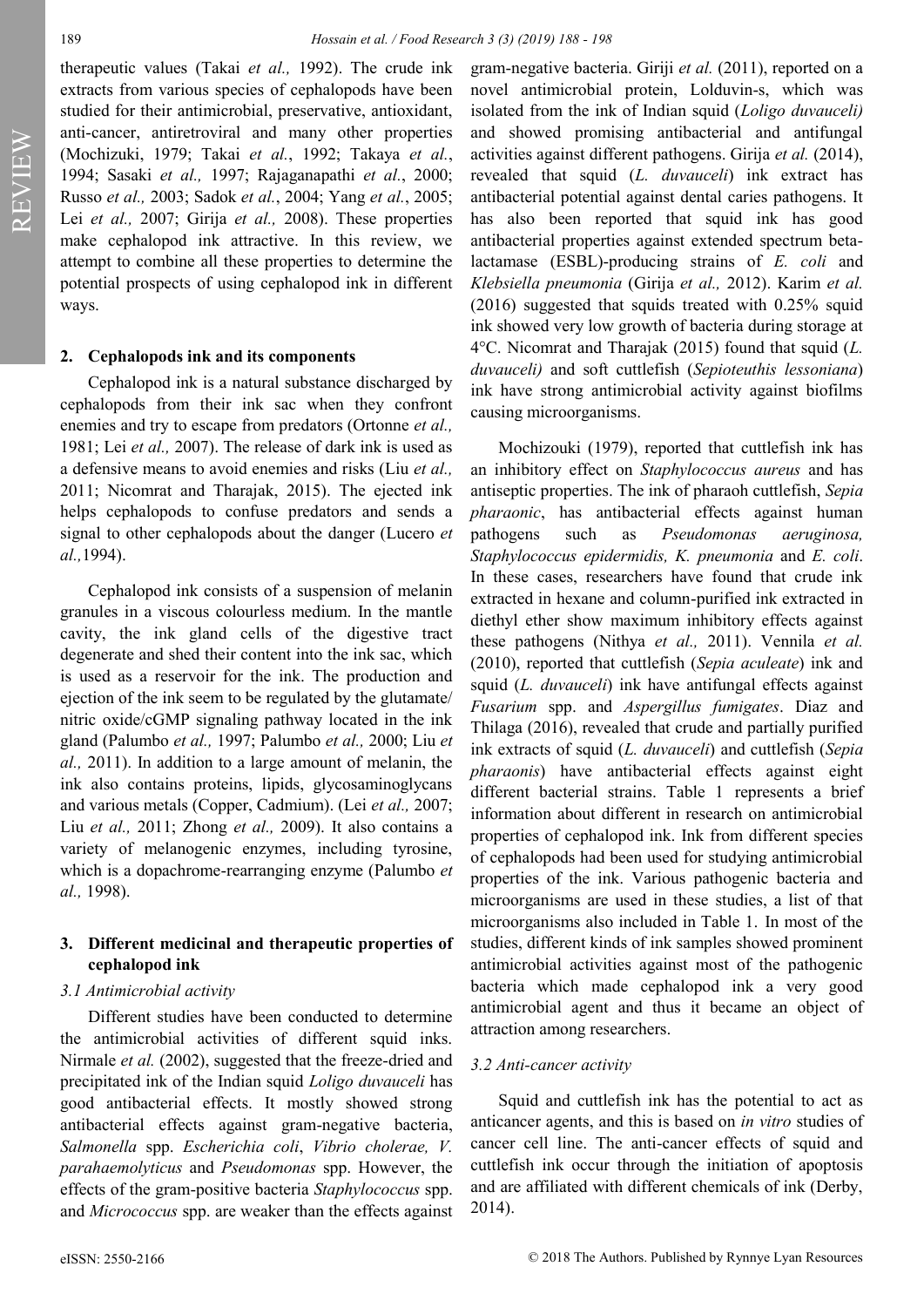therapeutic values (Takai *et al.,* 1992). The crude ink extracts from various species of cephalopods have been studied for their antimicrobial, preservative, antioxidant, anti-cancer, antiretroviral and many other properties (Mochizuki, 1979; Takai *et al.*, 1992; Takaya *et al.*, 1994; Sasaki *et al.,* 1997; Rajaganapathi *et al.*, 2000; Russo *et al.,* 2003; Sadok *et al.*, 2004; Yang *et al.*, 2005; Lei *et al.,* 2007; Girija *et al.,* 2008). These properties make cephalopod ink attractive. In this review, we attempt to combine all these properties to determine the potential prospects of using cephalopod ink in different ways.

## 2. Cephalopods ink and its components

Cephalopod ink is a natural substance discharged by cephalopods from their ink sac when they confront enemies and try to escape from predators (Ortonne *et al.,* 1981; Lei *et al.,* 2007). The release of dark ink is used as a defensive means to avoid enemies and risks (Liu *et al.,* 2011; Nicomrat and Tharajak, 2015). The ejected ink helps cephalopods to confuse predators and sends a signal to other cephalopods about the danger (Lucero *et al.,*1994).

Cephalopod ink consists of a suspension of melanin granules in a viscous colourless medium. In the mantle cavity, the ink gland cells of the digestive tract degenerate and shed their content into the ink sac, which is used as a reservoir for the ink. The production and ejection of the ink seem to be regulated by the glutamate/ nitric oxide/cGMP signaling pathway located in the ink gland (Palumbo *et al.,* 1997; Palumbo *et al.,* 2000; Liu *et al.,* 2011). In addition to a large amount of melanin, the ink also contains proteins, lipids, glycosaminoglycans and various metals (Copper, Cadmium). (Lei *et al.,* 2007; Liu *et al.,* 2011; Zhong *et al.,* 2009). It also contains a variety of melanogenic enzymes, including tyrosine, which is a dopachrome-rearranging enzyme (Palumbo *et al.,* 1998).

## 3. Different medicinal and therapeutic properties of cephalopod ink

### *3.1 Antimicrobial activity*

Different studies have been conducted to determine the antimicrobial activities of different squid inks. Nirmale *et al.* (2002), suggested that the freeze-dried and precipitated ink of the Indian squid *Loligo duvauceli* has good antibacterial effects. It mostly showed strong antibacterial effects against gram-negative bacteria, *Salmonella* spp. *Escherichia coli*, *Vibrio cholerae, V. parahaemolyticus* and *Pseudomonas* spp. However, the effects of the gram-positive bacteria *Staphylococcus* spp. and *Micrococcus* spp. are weaker than the effects against gram-negative bacteria. Giriji *et al.* (2011), reported on a novel antimicrobial protein, Lolduvin-s, which was isolated from the ink of Indian squid (*Loligo duvauceli)* and showed promising antibacterial and antifungal activities against different pathogens. Girija *et al.* (2014), revealed that squid (*L. duvauceli*) ink extract has antibacterial potential against dental caries pathogens. It has also been reported that squid ink has good antibacterial properties against extended spectrum beta-lactamase (ESBL)-producing strains of *E. coli* and *Klebsiella pneumonia* (Girija *et al.,* 2012). Karim *et al.* (2016) suggested that squids treated with 0.25% squid ink showed very low growth of bacteria during storage at 4°C. Nicomrat and Tharajak (2015) found that squid (*L. duvauceli)* and soft cuttlefish (*Sepioteuthis lessoniana*) ink have strong antimicrobial activity against biofilms causing microorganisms.

Mochizouki (1979), reported that cuttlefish ink has an inhibitory effect on *Staphylococcus aureus* and has antiseptic properties. The ink of pharaoh cuttlefish, *Sepia pharaonic*, has antibacterial effects against human pathogens such as *Pseudomonas aeruginosa, Staphylococcus epidermidis, K. pneumonia* and *E. coli*. In these cases, researchers have found that crude ink extracted in hexane and column-purified ink extracted in diethyl ether show maximum inhibitory effects against these pathogens (Nithya *et al.,* 2011). Vennila *et al.* (2010), reported that cuttlefish (*Sepia aculeate*) ink and squid (*L. duvauceli*) ink have antifungal effects against *Fusarium* spp. and *Aspergillus fumigates*. Diaz and Thilaga (2016), revealed that crude and partially purified ink extracts of squid (*L. duvauceli*) and cuttlefish (*Sepia pharaonis*) have antibacterial effects against eight different bacterial strains. Table 1 represents a brief information about different in research on antimicrobial properties of cephalopod ink. Ink from different species of cephalopods had been used for studying antimicrobial properties of the ink. Various pathogenic bacteria and microorganisms are used in these studies, a list of that microorganisms also included in Table 1. In most of the studies, different kinds of ink samples showed prominent antimicrobial activities against most of the pathogenic bacteria which made cephalopod ink a very good antimicrobial agent and thus it became an object of attraction among researchers.

### *3.2 Anti-cancer activity*

Squid and cuttlefish ink has the potential to act as anticancer agents, and this is based on *in vitro* studies of cancer cell line. The anti-cancer effects of squid and cuttlefish ink occur through the initiation of apoptosis and are affiliated with different chemicals of ink (Derby, 2014).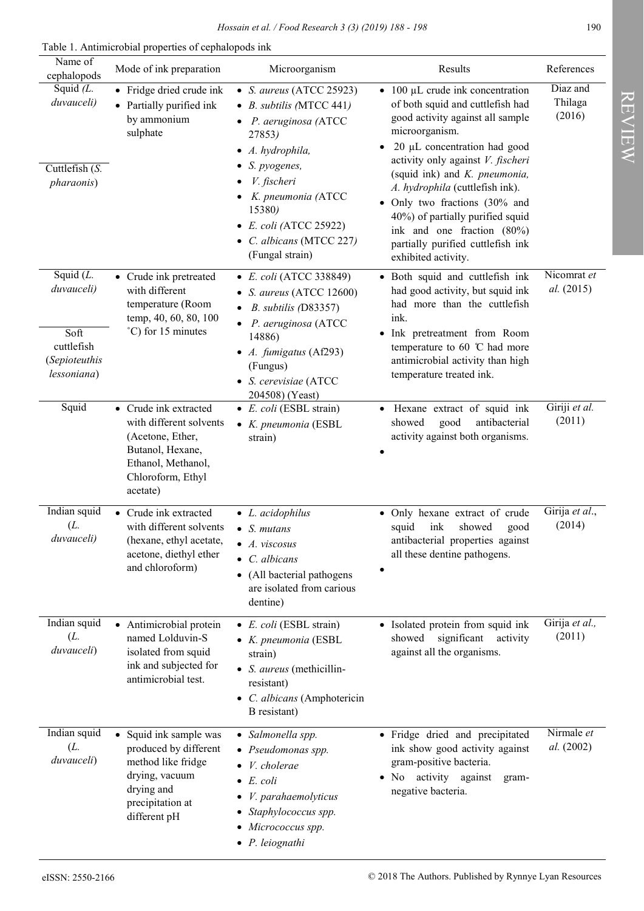Table 1. Antimicrobial properties of cephalopods ink

| Name of cephalopods | Mode of ink preparation | Microorganism | Results | References |
|---|---|---|---|---|
| Squid *(L. duvauceli)*<br><br>Cuttlefish (*S. pharaonis*) | • Fridge dried crude ink<br>• Partially purified ink by ammonium sulphate | • *S. aureus* (ATCC 25923)<br>• *B. subtilis (*MTCC 441*)*<br>• *P. aeruginosa (*ATCC 27853*)*<br>• *A. hydrophila,*<br>• *S. pyogenes,*<br>• *V. fischeri*<br>• *K. pneumonia (*ATCC 15380*)*<br>• *E. coli (*ATCC 25922)<br>• *C. albicans* (MTCC 227*)* (Fungal strain) | • 100 µL crude ink concentration of both squid and cuttlefish had good activity against all sample microorganism.<br>• 20 µL concentration had good activity only against *V. fischeri* (squid ink) and *K. pneumonia, A. hydrophila* (cuttlefish ink).<br>• Only two fractions (30% and 40%) of partially purified squid ink and one fraction (80%) partially purified cuttlefish ink exhibited activity. | Diaz and Thilaga (2016) |
| Squid (*L. duvauceli*)<br><br>Soft cuttlefish (*Sepioteuthis lessoniana*) | • Crude ink pretreated with different temperature (Room temp, 40, 60, 80, 100 ˚C) for 15 minutes | • *E. coli* (ATCC 338849)<br>• *S. aureus* (ATCC 12600)<br>• *B. subtilis (*D83357)<br>• *P. aeruginosa* (ATCC 14886)<br>• *A. fumigatus* (Af293) (Fungus)<br>• *S. cerevisiae* (ATCC 204508) (Yeast) | • Both squid and cuttlefish ink had good activity, but squid ink had more than the cuttlefish ink.<br>• Ink pretreatment from Room temperature to 60 ℃ had more antimicrobial activity than high temperature treated ink. | Nicomrat *et al.* (2015) |
| Squid | • Crude ink extracted with different solvents (Acetone, Ether, Butanol, Hexane, Ethanol, Methanol, Chloroform, Ethyl acetate) | • *E. coli* (ESBL strain)<br>• *K. pneumonia* (ESBL strain) | • Hexane extract of squid ink showed good antibacterial activity against both organisms.<br>• | Giriji *et al.* (2011) |
| Indian squid (*L. duvauceli)* | • Crude ink extracted with different solvents (hexane, ethyl acetate, acetone, diethyl ether and chloroform) | • *L. acidophilus*<br>• *S. mutans*<br>• *A. viscosus*<br>• *C. albicans*<br>• (All bacterial pathogens are isolated from carious dentine) | • Only hexane extract of crude squid ink showed good antibacterial properties against all these dentine pathogens.<br>• | Girija *et al.*, (2014) |
| Indian squid (*L. duvauceli*) | • Antimicrobial protein named Lolduvin-S isolated from squid ink and subjected for antimicrobial test. | • *E. coli* (ESBL strain)<br>• *K. pneumonia* (ESBL strain)<br>• *S. aureus* (methicillin-resistant)<br>• *C. albicans* (Amphotericin B resistant) | • Isolated protein from squid ink showed significant activity against all the organisms. | Girija *et al.,* (2011) |
| Indian squid (*L. duvauceli*) | • Squid ink sample was produced by different method like fridge drying, vacuum drying and precipitation at different pH | • *Salmonella spp.*<br>• *Pseudomonas spp.*<br>• *V. cholerae*<br>• *E. coli*<br>• *V. parahaemolyticus*<br>• *Staphylococcus spp.*<br>• *Micrococcus spp.*<br>• *P. leiognathi* | • Fridge dried and precipitated ink show good activity against gram-positive bacteria.<br>• No activity against gram-negative bacteria. | Nirmale *et al.* (2002) |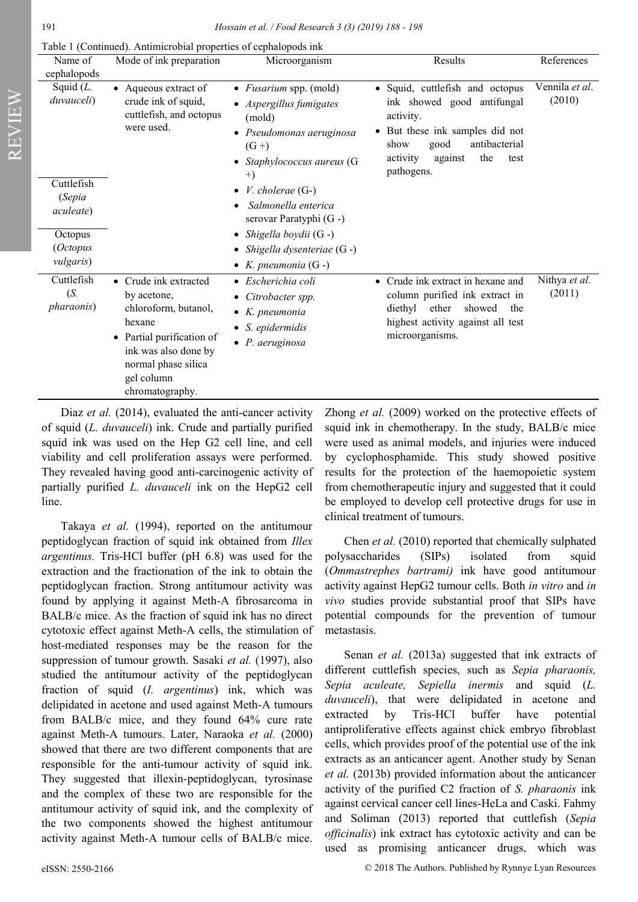Table 1 (Continued). Antimicrobial properties of cephalopods ink

| Name of cephalopods | Mode of ink preparation | Microorganism | Results | References |
|---|---|---|---|---|
| Squid (*L. duvauceli*)<br><br>Cuttlefish (*Sepia aculeate*)<br><br>Octopus (*Octopus vulgaris*) | • Aqueous extract of crude ink of squid, cuttlefish, and octopus were used. | • *Fusarium* spp. (mold)<br>• *Aspergillus fumigates* (mold)<br>• *Pseudomonas aeruginosa* (G +)<br>• *Staphylococcus aureus* (G +)<br>• *V. cholerae* (G-)<br>• *Salmonella enterica* serovar Paratyphi (G -)<br>• *Shigella boydii* (G -)<br>• *Shigella dysenteriae* (G -)<br>• *K. pneumonia* (G -) | • Squid, cuttlefish and octopus ink showed good antifungal activity.<br>• But these ink samples did not show good antibacterial activity against the test pathogens. | Vennila *et al*. (2010) |
| Cuttlefish (*S. pharaonis*) | • Crude ink extracted by acetone, chloroform, butanol, hexane<br>• Partial purification of ink was also done by normal phase silica gel column chromatography. | • *Escherichia coli*<br>• *Citrobacter spp.*<br>• *K. pneumonia*<br>• *S. epidermidis*<br>• *P. aeruginosa* | • Crude ink extract in hexane and column purified ink extract in diethyl ether showed the highest activity against all test microorganisms. | Nithya *et al.* (2011) |

Diaz *et al.* (2014), evaluated the anti-cancer activity of squid (*L. duvauceli*) ink. Crude and partially purified squid ink was used on the Hep G2 cell line, and cell viability and cell proliferation assays were performed. They revealed having good anti-carcinogenic activity of partially purified *L. duvauceli* ink on the HepG2 cell line.

Takaya *et al.* (1994), reported on the antitumour peptidoglycan fraction of squid ink obtained from *Illex argentinus.* Tris-HCl buffer (pH 6.8) was used for the extraction and the fractionation of the ink to obtain the peptidoglycan fraction. Strong antitumour activity was found by applying it against Meth-A fibrosarcoma in BALB/c mice. As the fraction of squid ink has no direct cytotoxic effect against Meth-A cells, the stimulation of host-mediated responses may be the reason for the suppression of tumour growth. Sasaki *et al.* (1997), also studied the antitumour activity of the peptidoglycan fraction of squid (*I. argentinus*) ink, which was delipidated in acetone and used against Meth-A tumours from BALB/c mice, and they found 64% cure rate against Meth-A tumours. Later, Naraoka *et al.* (2000) showed that there are two different components that are responsible for the anti-tumour activity of squid ink. They suggested that illexin-peptidoglycan, tyrosinase and the complex of these two are responsible for the antitumour activity of squid ink, and the complexity of the two components showed the highest antitumour activity against Meth-A tumour cells of BALB/c mice. Zhong *et al.* (2009) worked on the protective effects of squid ink in chemotherapy. In the study, BALB/c mice were used as animal models, and injuries were induced by cyclophosphamide. This study showed positive results for the protection of the haemopoietic system from chemotherapeutic injury and suggested that it could be employed to develop cell protective drugs for use in clinical treatment of tumours.

Chen *et al.* (2010) reported that chemically sulphated polysaccharides (SIPs) isolated from squid (*Ommastrephes bartrami)* ink have good antitumour activity against HepG2 tumour cells. Both *in vitro* and *in vivo* studies provide substantial proof that SIPs have potential compounds for the prevention of tumour metastasis.

Senan *et al.* (2013a) suggested that ink extracts of different cuttlefish species, such as *Sepia pharaonis, Sepia aculeate, Sepiella inermis* and squid (*L. duvauceli*), that were delipidated in acetone and extracted by Tris-HCl buffer have potential antiproliferative effects against chick embryo fibroblast cells, which provides proof of the potential use of the ink extracts as an anticancer agent. Another study by Senan *et al.* (2013b) provided information about the anticancer activity of the purified C2 fraction of *S. pharaonis* ink against cervical cancer cell lines-HeLa and Caski. Fahmy and Soliman (2013) reported that cuttlefish (*Sepia officinalis*) ink extract has cytotoxic activity and can be used as promising anticancer drugs, which was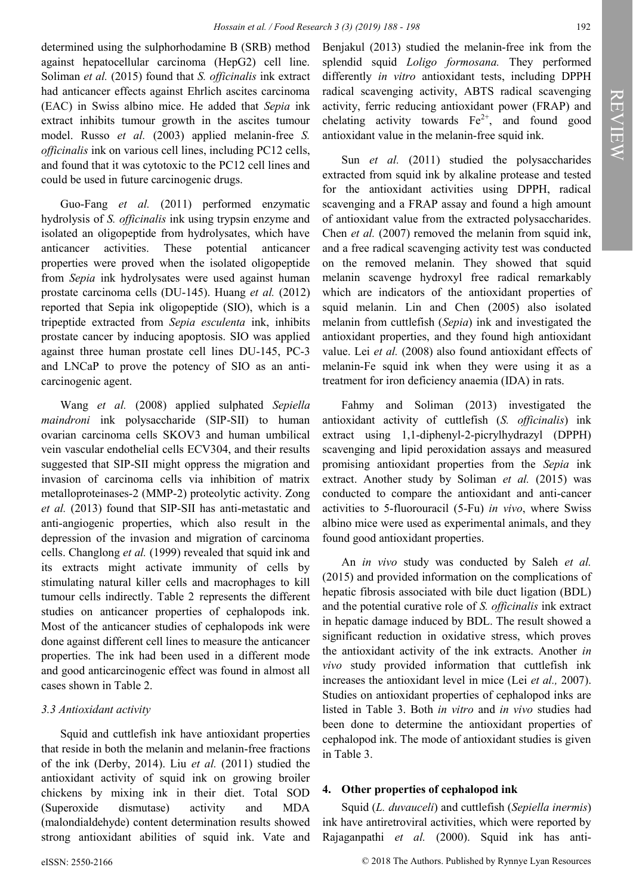determined using the sulphorhodamine B (SRB) method against hepatocellular carcinoma (HepG2) cell line. Soliman *et al.* (2015) found that *S. officinalis* ink extract had anticancer effects against Ehrlich ascites carcinoma (EAC) in Swiss albino mice. He added that *Sepia* ink extract inhibits tumour growth in the ascites tumour model. Russo *et al.* (2003) applied melanin-free *S. officinalis* ink on various cell lines, including PC12 cells, and found that it was cytotoxic to the PC12 cell lines and could be used in future carcinogenic drugs.

Guo-Fang *et al.* (2011) performed enzymatic hydrolysis of *S. officinalis* ink using trypsin enzyme and isolated an oligopeptide from hydrolysates, which have anticancer activities. These potential anticancer properties were proved when the isolated oligopeptide from *Sepia* ink hydrolysates were used against human prostate carcinoma cells (DU-145). Huang *et al.* (2012) reported that Sepia ink oligopeptide (SIO), which is a tripeptide extracted from *Sepia esculenta* ink, inhibits prostate cancer by inducing apoptosis. SIO was applied against three human prostate cell lines DU-145, PC-3 and LNCaP to prove the potency of SIO as an anti-carcinogenic agent.

Wang *et al.* (2008) applied sulphated *Sepiella maindroni* ink polysaccharide (SIP-SII) to human ovarian carcinoma cells SKOV3 and human umbilical vein vascular endothelial cells ECV304, and their results suggested that SIP-SII might oppress the migration and invasion of carcinoma cells via inhibition of matrix metalloproteinases-2 (MMP-2) proteolytic activity. Zong *et al.* (2013) found that SIP-SII has anti-metastatic and anti-angiogenic properties, which also result in the depression of the invasion and migration of carcinoma cells. Changlong *et al.* (1999) revealed that squid ink and its extracts might activate immunity of cells by stimulating natural killer cells and macrophages to kill tumour cells indirectly. Table 2 represents the different studies on anticancer properties of cephalopods ink. Most of the anticancer studies of cephalopods ink were done against different cell lines to measure the anticancer properties. The ink had been used in a different mode and good anticarcinogenic effect was found in almost all cases shown in Table 2.

### *3.3 Antioxidant activity*

Squid and cuttlefish ink have antioxidant properties that reside in both the melanin and melanin-free fractions of the ink (Derby, 2014). Liu *et al.* (2011) studied the antioxidant activity of squid ink on growing broiler chickens by mixing ink in their diet. Total SOD (Superoxide dismutase) activity and MDA (malondialdehyde) content determination results showed strong antioxidant abilities of squid ink. Vate and Benjakul (2013) studied the melanin-free ink from the splendid squid *Loligo formosana.* They performed differently *in vitro* antioxidant tests, including DPPH radical scavenging activity, ABTS radical scavenging activity, ferric reducing antioxidant power (FRAP) and chelating activity towards $Fe^{2+}$, and found good antioxidant value in the melanin-free squid ink.

Sun *et al.* (2011) studied the polysaccharides extracted from squid ink by alkaline protease and tested for the antioxidant activities using DPPH, radical scavenging and a FRAP assay and found a high amount of antioxidant value from the extracted polysaccharides. Chen *et al.* (2007) removed the melanin from squid ink, and a free radical scavenging activity test was conducted on the removed melanin. They showed that squid melanin scavenge hydroxyl free radical remarkably which are indicators of the antioxidant properties of squid melanin. Lin and Chen (2005) also isolated melanin from cuttlefish (*Sepia*) ink and investigated the antioxidant properties, and they found high antioxidant value. Lei *et al.* (2008) also found antioxidant effects of melanin-Fe squid ink when they were using it as a treatment for iron deficiency anaemia (IDA) in rats.

Fahmy and Soliman (2013) investigated the antioxidant activity of cuttlefish (*S. officinalis*) ink extract using 1,1-diphenyl-2-picrylhydrazyl (DPPH) scavenging and lipid peroxidation assays and measured promising antioxidant properties from the *Sepia* ink extract. Another study by Soliman *et al.* (2015) was conducted to compare the antioxidant and anti-cancer activities to 5-fluorouracil (5-Fu) *in vivo*, where Swiss albino mice were used as experimental animals, and they found good antioxidant properties.

An *in vivo* study was conducted by Saleh *et al.* (2015) and provided information on the complications of hepatic fibrosis associated with bile duct ligation (BDL) and the potential curative role of *S. officinalis* ink extract in hepatic damage induced by BDL. The result showed a significant reduction in oxidative stress, which proves the antioxidant activity of the ink extracts. Another *in vivo* study provided information that cuttlefish ink increases the antioxidant level in mice (Lei *et al.,* 2007). Studies on antioxidant properties of cephalopod inks are listed in Table 3. Both *in vitro* and *in vivo* studies had been done to determine the antioxidant properties of cephalopod ink. The mode of antioxidant studies is given in Table 3.

## 4. Other properties of cephalopod ink

Squid (*L. duvauceli*) and cuttlefish (*Sepiella inermis*) ink have antiretroviral activities, which were reported by Rajaganpathi *et al.* (2000). Squid ink has anti-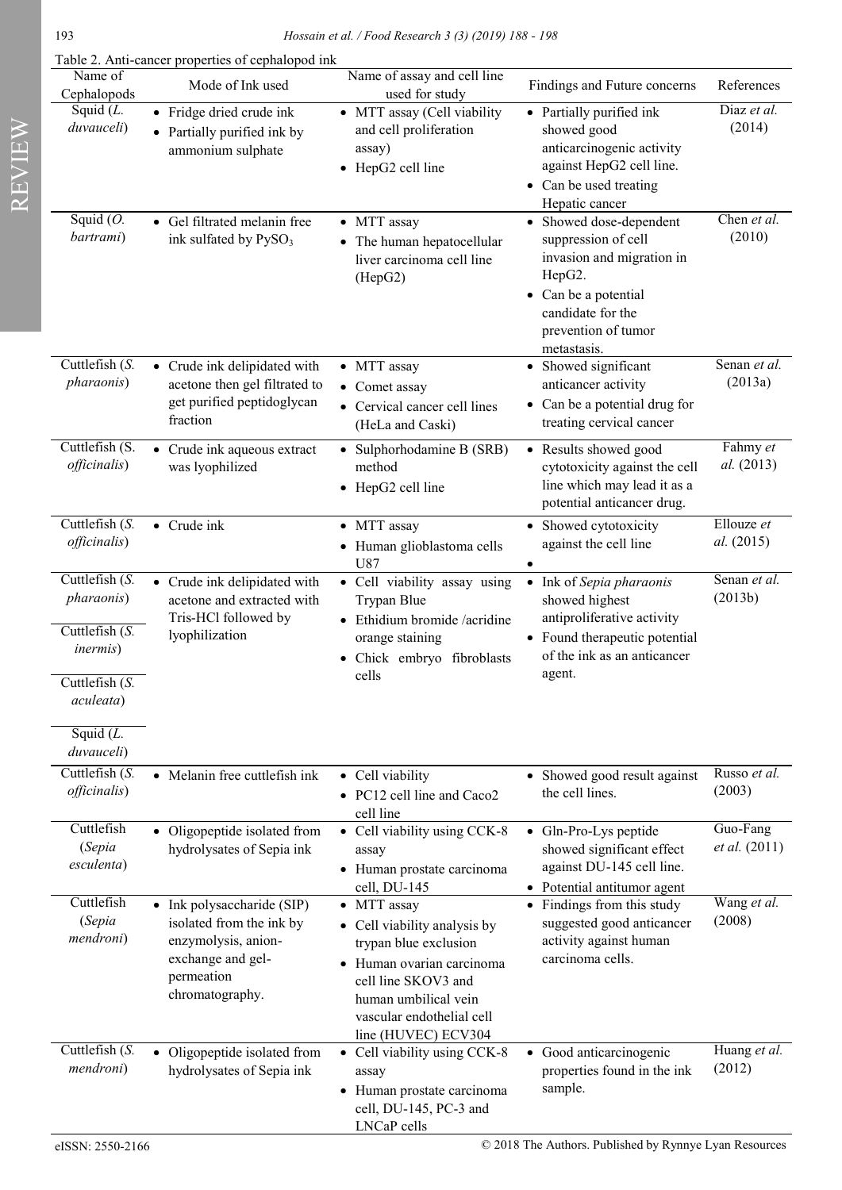Table 2. Anti-cancer properties of cephalopod ink

| Name of Cephalopods | Mode of Ink used | Name of assay and cell line used for study | Findings and Future concerns | References |
|---|---|---|---|---|
| Squid (*L. duvauceli*) | • Fridge dried crude ink<br>• Partially purified ink by ammonium sulphate | • MTT assay (Cell viability and cell proliferation assay)<br>• HepG2 cell line | • Partially purified ink showed good anticarcinogenic activity against HepG2 cell line.<br>• Can be used treating Hepatic cancer | Diaz *et al.* (2014) |
| Squid (*O. bartrami*) | • Gel filtrated melanin free ink sulfated by $PySO_3$ | • MTT assay<br>• The human hepatocellular liver carcinoma cell line (HepG2) | • Showed dose-dependent suppression of cell invasion and migration in HepG2.<br>• Can be a potential candidate for the prevention of tumor metastasis. | Chen *et al.* (2010) |
| Cuttlefish (*S. pharaonis*) | • Crude ink delipidated with acetone then gel filtrated to get purified peptidoglycan fraction | • MTT assay<br>• Comet assay<br>• Cervical cancer cell lines (HeLa and Caski) | • Showed significant anticancer activity<br>• Can be a potential drug for treating cervical cancer | Senan *et al.* (2013a) |
| Cuttlefish (S. *officinalis*) | • Crude ink aqueous extract was lyophilized | • Sulphorhodamine B (SRB) method<br>• HepG2 cell line | • Results showed good cytotoxicity against the cell line which may lead it as a potential anticancer drug. | Fahmy *et al.* (2013) |
| Cuttlefish (*S. officinalis*) | • Crude ink | • MTT assay<br>• Human glioblastoma cells U87 | • Showed cytotoxicity against the cell line<br>• | Ellouze *et al.* (2015) |
| Cuttlefish (*S. pharaonis*)<br>Cuttlefish (*S. inermis*)<br>Cuttlefish (*S. aculeata*)<br>Squid (*L. duvauceli*) | • Crude ink delipidated with acetone and extracted with Tris-HCl followed by lyophilization | • Cell viability assay using Trypan Blue<br>• Ethidium bromide /acridine orange staining<br>• Chick embryo fibroblasts cells | • Ink of *Sepia pharaonis* showed highest antiproliferative activity<br>• Found therapeutic potential of the ink as an anticancer agent. | Senan *et al.* (2013b) |
| Cuttlefish (*S. officinalis*) | • Melanin free cuttlefish ink | • Cell viability<br>• PC12 cell line and Caco2 cell line | • Showed good result against the cell lines. | Russo *et al.* (2003) |
| Cuttlefish (*Sepia esculenta*) | • Oligopeptide isolated from hydrolysates of Sepia ink | • Cell viability using CCK-8 assay<br>• Human prostate carcinoma cell, DU-145 | • Gln-Pro-Lys peptide showed significant effect against DU-145 cell line.<br>• Potential antitumor agent | Guo-Fang *et al.* (2011) |
| Cuttlefish (*Sepia mendroni*) | • Ink polysaccharide (SIP) isolated from the ink by enzymolysis, anion-exchange and gel-permeation chromatography. | • MTT assay<br>• Cell viability analysis by trypan blue exclusion<br>• Human ovarian carcinoma cell line SKOV3 and human umbilical vein vascular endothelial cell line (HUVEC) ECV304 | • Findings from this study suggested good anticancer activity against human carcinoma cells. | Wang *et al.* (2008) |
| Cuttlefish (*S. mendroni*) | • Oligopeptide isolated from hydrolysates of Sepia ink | • Cell viability using CCK-8 assay<br>• Human prostate carcinoma cell, DU-145, PC-3 and LNCaP cells | • Good anticarcinogenic properties found in the ink sample. | Huang *et al.* (2012) |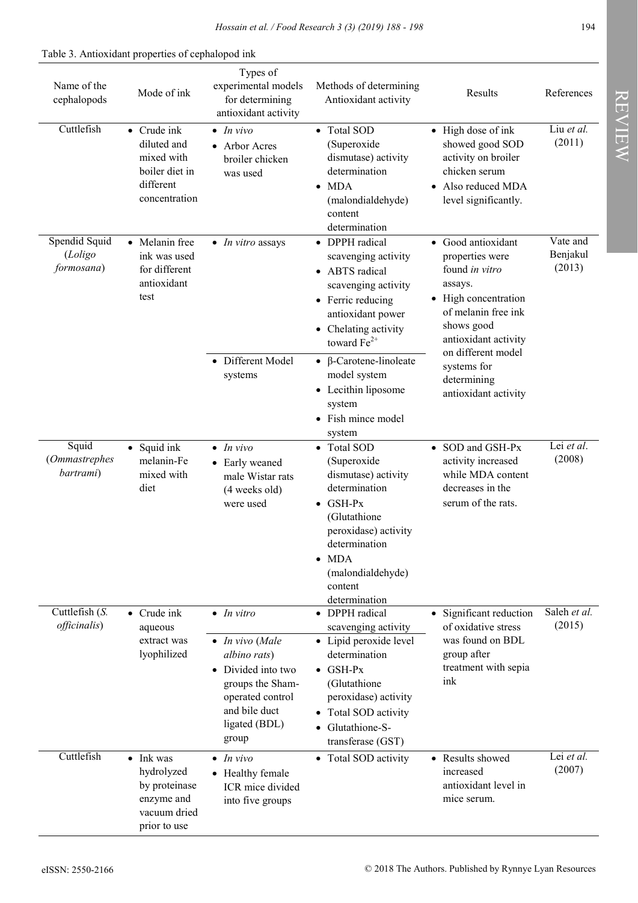Table 3. Antioxidant properties of cephalopod ink

| Name of the cephalopods | Mode of ink | Types of experimental models for determining antioxidant activity | Methods of determining Antioxidant activity | Results | References |
|---|---|---|---|---|---|
| Cuttlefish | • Crude ink diluted and mixed with boiler diet in different concentration | • *In vivo*<br>• Arbor Acres broiler chicken was used | • Total SOD (Superoxide dismutase) activity determination<br>• MDA (malondialdehyde) content determination | • High dose of ink showed good SOD activity on broiler chicken serum<br>• Also reduced MDA level significantly. | Liu *et al.* (2011) |
| Spendid Squid (*Loligo formosana*) | • Melanin free ink was used for different antioxidant test | • *In vitro* assays | • DPPH radical scavenging activity<br>• ABTS radical scavenging activity<br>• Ferric reducing antioxidant power<br>• Chelating activity toward $Fe^{2+}$ | • Good antioxidant properties were found *in vitro* assays.<br>• High concentration of melanin free ink shows good antioxidant activity on different model systems for determining antioxidant activity | Vate and Benjakul (2013) |
| | | • Different Model systems | • β-Carotene-linoleate model system<br>• Lecithin liposome system<br>• Fish mince model system | | |
| Squid (*Ommastrephes bartrami*) | • Squid ink melanin-Fe mixed with diet | • *In vivo*<br>• Early weaned male Wistar rats (4 weeks old) were used | • Total SOD (Superoxide dismutase) activity determination<br>• GSH-Px (Glutathione peroxidase) activity determination<br>• MDA (malondialdehyde) content determination | • SOD and GSH-Px activity increased while MDA content decreases in the serum of the rats. | Lei *et al*. (2008) |
| Cuttlefish (*S. officinalis*) | • Crude ink aqueous extract was lyophilized | • *In vitro* | • DPPH radical scavenging activity | • Significant reduction of oxidative stress was found on BDL group after treatment with sepia ink | Saleh *et al.* (2015) |
| | | • *In vivo* (*Male albino rats*)<br>• Divided into two groups the Sham-operated control and bile duct ligated (BDL) group | • Lipid peroxide level determination<br>• GSH-Px (Glutathione peroxidase) activity<br>• Total SOD activity<br>• Glutathione-S-transferase (GST) | | |
| Cuttlefish | • Ink was hydrolyzed by proteinase enzyme and vacuum dried prior to use | • *In vivo*<br>• Healthy female ICR mice divided into five groups | • Total SOD activity | • Results showed increased antioxidant level in mice serum. | Lei *et al.* (2007) |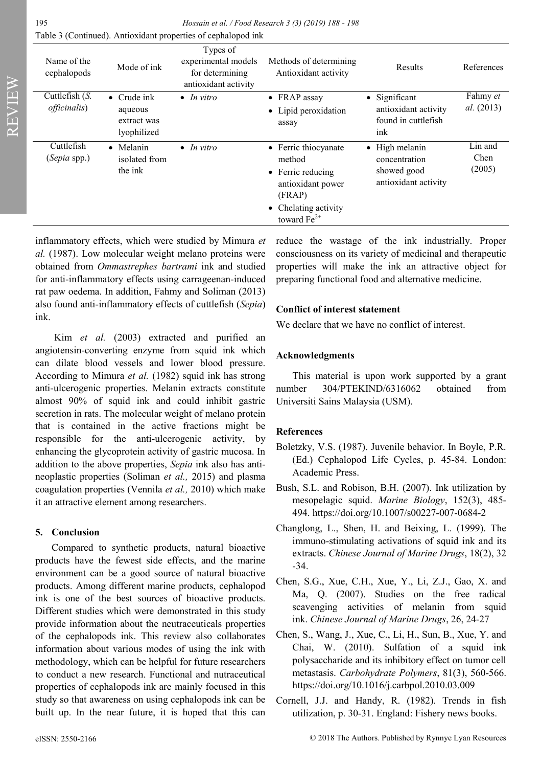Table 3 (Continued). Antioxidant properties of cephalopod ink

| Name of the cephalopods | Mode of ink | Types of experimental models for determining antioxidant activity | Methods of determining Antioxidant activity | Results | References |
|---|---|---|---|---|---|
| Cuttlefish (*S. officinalis*) | • Crude ink aqueous extract was lyophilized | • *In vitro* | • FRAP assay<br>• Lipid peroxidation assay | • Significant antioxidant activity found in cuttlefish ink | Fahmy *et al.* (2013) |
| Cuttlefish (*Sepia* spp.) | • Melanin isolated from the ink | • *In vitro* | • Ferric thiocyanate method<br>• Ferric reducing antioxidant power (FRAP)<br>• Chelating activity toward $Fe^{2+}$ | • High melanin concentration showed good antioxidant activity | Lin and Chen (2005) |

inflammatory effects, which were studied by Mimura *et al.* (1987). Low molecular weight melano proteins were obtained from *Ommastrephes bartrami* ink and studied for anti-inflammatory effects using carrageenan-induced rat paw oedema. In addition, Fahmy and Soliman (2013) also found anti-inflammatory effects of cuttlefish (*Sepia*) ink.

Kim *et al.* (2003) extracted and purified an angiotensin-converting enzyme from squid ink which can dilate blood vessels and lower blood pressure. According to Mimura *et al.* (1982) squid ink has strong anti-ulcerogenic properties. Melanin extracts constitute almost 90% of squid ink and could inhibit gastric secretion in rats. The molecular weight of melano protein that is contained in the active fractions might be responsible for the anti-ulcerogenic activity, by enhancing the glycoprotein activity of gastric mucosa. In addition to the above properties, *Sepia* ink also has anti-neoplastic properties (Soliman *et al.,* 2015) and plasma coagulation properties (Vennila *et al.,* 2010) which make it an attractive element among researchers.

## 5. Conclusion

Compared to synthetic products, natural bioactive products have the fewest side effects, and the marine environment can be a good source of natural bioactive products. Among different marine products, cephalopod ink is one of the best sources of bioactive products. Different studies which were demonstrated in this study provide information about the neutraceuticals properties of the cephalopods ink. This review also collaborates information about various modes of using the ink with methodology, which can be helpful for future researchers to conduct a new research. Functional and nutraceutical properties of cephalopods ink are mainly focused in this study so that awareness on using cephalopods ink can be built up. In the near future, it is hoped that this can reduce the wastage of the ink industrially. Proper consciousness on its variety of medicinal and therapeutic properties will make the ink an attractive object for preparing functional food and alternative medicine.

## Conflict of interest statement

We declare that we have no conflict of interest.

## Acknowledgments

This material is upon work supported by a grant number 304/PTEKIND/6316062 obtained from Universiti Sains Malaysia (USM).

## References

Boletzky, V.S. (1987). Juvenile behavior. In Boyle, P.R. (Ed.) Cephalopod Life Cycles, p. 45-84. London: Academic Press.

Bush, S.L. and Robison, B.H. (2007). Ink utilization by mesopelagic squid. *Marine Biology*, 152(3), 485-494. https://doi.org/10.1007/s00227-007-0684-2

Changlong, L., Shen, H. and Beixing, L. (1999). The immuno-stimulating activations of squid ink and its extracts. *Chinese Journal of Marine Drugs*, 18(2), 32-34.

Chen, S.G., Xue, C.H., Xue, Y., Li, Z.J., Gao, X. and Ma, Q. (2007). Studies on the free radical scavenging activities of melanin from squid ink. *Chinese Journal of Marine Drugs*, 26, 24-27

Chen, S., Wang, J., Xue, C., Li, H., Sun, B., Xue, Y. and Chai, W. (2010). Sulfation of a squid ink polysaccharide and its inhibitory effect on tumor cell metastasis. *Carbohydrate Polymers*, 81(3), 560-566. https://doi.org/10.1016/j.carbpol.2010.03.009

Cornell, J.J. and Handy, R. (1982). Trends in fish utilization, p. 30-31. England: Fishery news books.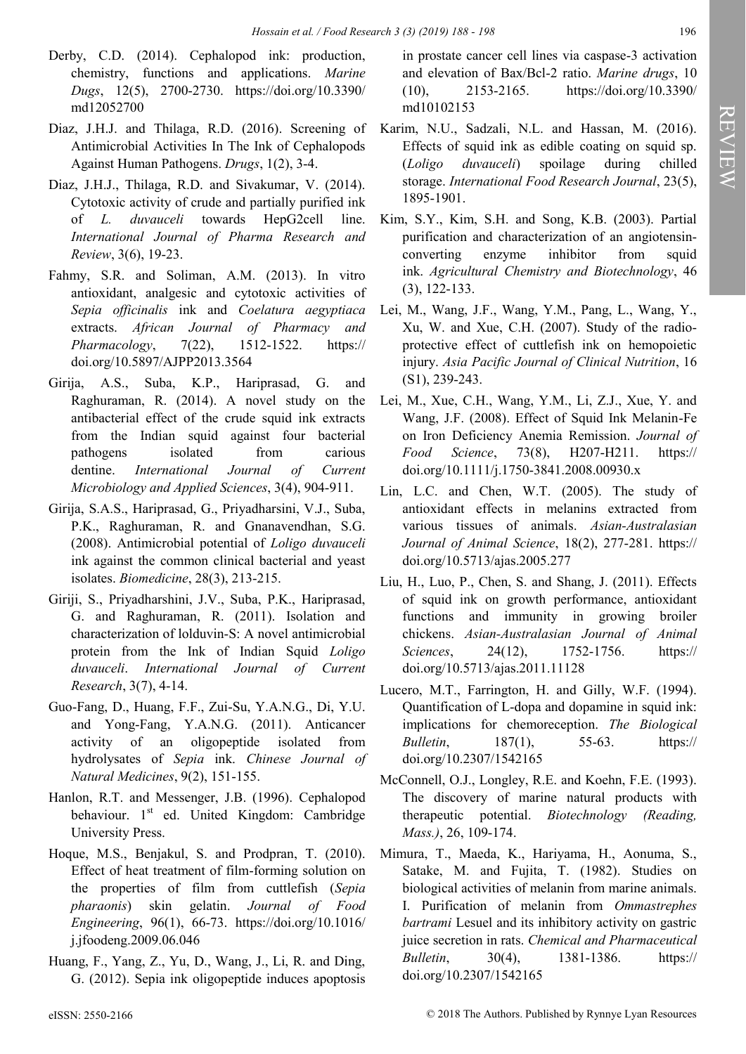Derby, C.D. (2014). Cephalopod ink: production, chemistry, functions and applications. *Marine Dugs*, 12(5), 2700-2730. https://doi.org/10.3390/md12052700

Diaz, J.H.J. and Thilaga, R.D. (2016). Screening of Antimicrobial Activities In The Ink of Cephalopods Against Human Pathogens. *Drugs*, 1(2), 3-4.

Diaz, J.H.J., Thilaga, R.D. and Sivakumar, V. (2014). Cytotoxic activity of crude and partially purified ink of *L. duvauceli* towards HepG2cell line. *International Journal of Pharma Research and Review*, 3(6), 19-23.

Fahmy, S.R. and Soliman, A.M. (2013). In vitro antioxidant, analgesic and cytotoxic activities of *Sepia officinalis* ink and *Coelatura aegyptiaca* extracts. *African Journal of Pharmacy and Pharmacology*, 7(22), 1512-1522. https://doi.org/10.5897/AJPP2013.3564

Girija, A.S., Suba, K.P., Hariprasad, G. and Raghuraman, R. (2014). A novel study on the antibacterial effect of the crude squid ink extracts from the Indian squid against four bacterial pathogens isolated from carious dentine. *International Journal of Current Microbiology and Applied Sciences*, 3(4), 904-911.

Girija, S.A.S., Hariprasad, G., Priyadharsini, V.J., Suba, P.K., Raghuraman, R. and Gnanavendhan, S.G. (2008). Antimicrobial potential of *Loligo duvauceli* ink against the common clinical bacterial and yeast isolates. *Biomedicine*, 28(3), 213-215.

Giriji, S., Priyadharshini, J.V., Suba, P.K., Hariprasad, G. and Raghuraman, R. (2011). Isolation and characterization of lolduvin-S: A novel antimicrobial protein from the Ink of Indian Squid *Loligo duvauceli*. *International Journal of Current Research*, 3(7), 4-14.

Guo-Fang, D., Huang, F.F., Zui-Su, Y.A.N.G., Di, Y.U. and Yong-Fang, Y.A.N.G. (2011). Anticancer activity of an oligopeptide isolated from hydrolysates of *Sepia* ink. *Chinese Journal of Natural Medicines*, 9(2), 151-155.

Hanlon, R.T. and Messenger, J.B. (1996). Cephalopod behaviour. 1st ed. United Kingdom: Cambridge University Press.

Hoque, M.S., Benjakul, S. and Prodpran, T. (2010). Effect of heat treatment of film-forming solution on the properties of film from cuttlefish (*Sepia pharaonis*) skin gelatin. *Journal of Food Engineering*, 96(1), 66-73. https://doi.org/10.1016/j.jfoodeng.2009.06.046

Huang, F., Yang, Z., Yu, D., Wang, J., Li, R. and Ding, G. (2012). Sepia ink oligopeptide induces apoptosis in prostate cancer cell lines via caspase-3 activation and elevation of Bax/Bcl-2 ratio. *Marine drugs*, 10 (10), 2153-2165. https://doi.org/10.3390/md10102153

Karim, N.U., Sadzali, N.L. and Hassan, M. (2016). Effects of squid ink as edible coating on squid sp. (*Loligo duvauceli*) spoilage during chilled storage. *International Food Research Journal*, 23(5), 1895-1901.

Kim, S.Y., Kim, S.H. and Song, K.B. (2003). Partial purification and characterization of an angiotensin-converting enzyme inhibitor from squid ink. *Agricultural Chemistry and Biotechnology*, 46 (3), 122-133.

Lei, M., Wang, J.F., Wang, Y.M., Pang, L., Wang, Y., Xu, W. and Xue, C.H. (2007). Study of the radio-protective effect of cuttlefish ink on hemopoietic injury. *Asia Pacific Journal of Clinical Nutrition*, 16 (S1), 239-243.

Lei, M., Xue, C.H., Wang, Y.M., Li, Z.J., Xue, Y. and Wang, J.F. (2008). Effect of Squid Ink Melanin-Fe on Iron Deficiency Anemia Remission. *Journal of Food Science*, 73(8), H207-H211. https://doi.org/10.1111/j.1750-3841.2008.00930.x

Lin, L.C. and Chen, W.T. (2005). The study of antioxidant effects in melanins extracted from various tissues of animals. *Asian-Australasian Journal of Animal Science*, 18(2), 277-281. https://doi.org/10.5713/ajas.2005.277

Liu, H., Luo, P., Chen, S. and Shang, J. (2011). Effects of squid ink on growth performance, antioxidant functions and immunity in growing broiler chickens. *Asian-Australasian Journal of Animal Sciences*, 24(12), 1752-1756. https://doi.org/10.5713/ajas.2011.11128

Lucero, M.T., Farrington, H. and Gilly, W.F. (1994). Quantification of L-dopa and dopamine in squid ink: implications for chemoreception. *The Biological Bulletin*, 187(1), 55-63. https://doi.org/10.2307/1542165

McConnell, O.J., Longley, R.E. and Koehn, F.E. (1993). The discovery of marine natural products with therapeutic potential. *Biotechnology (Reading, Mass.)*, 26, 109-174.

Mimura, T., Maeda, K., Hariyama, H., Aonuma, S., Satake, M. and Fujita, T. (1982). Studies on biological activities of melanin from marine animals. I. Purification of melanin from *Ommastrephes bartrami* Lesuel and its inhibitory activity on gastric juice secretion in rats. *Chemical and Pharmaceutical Bulletin*, 30(4), 1381-1386. https://doi.org/10.2307/1542165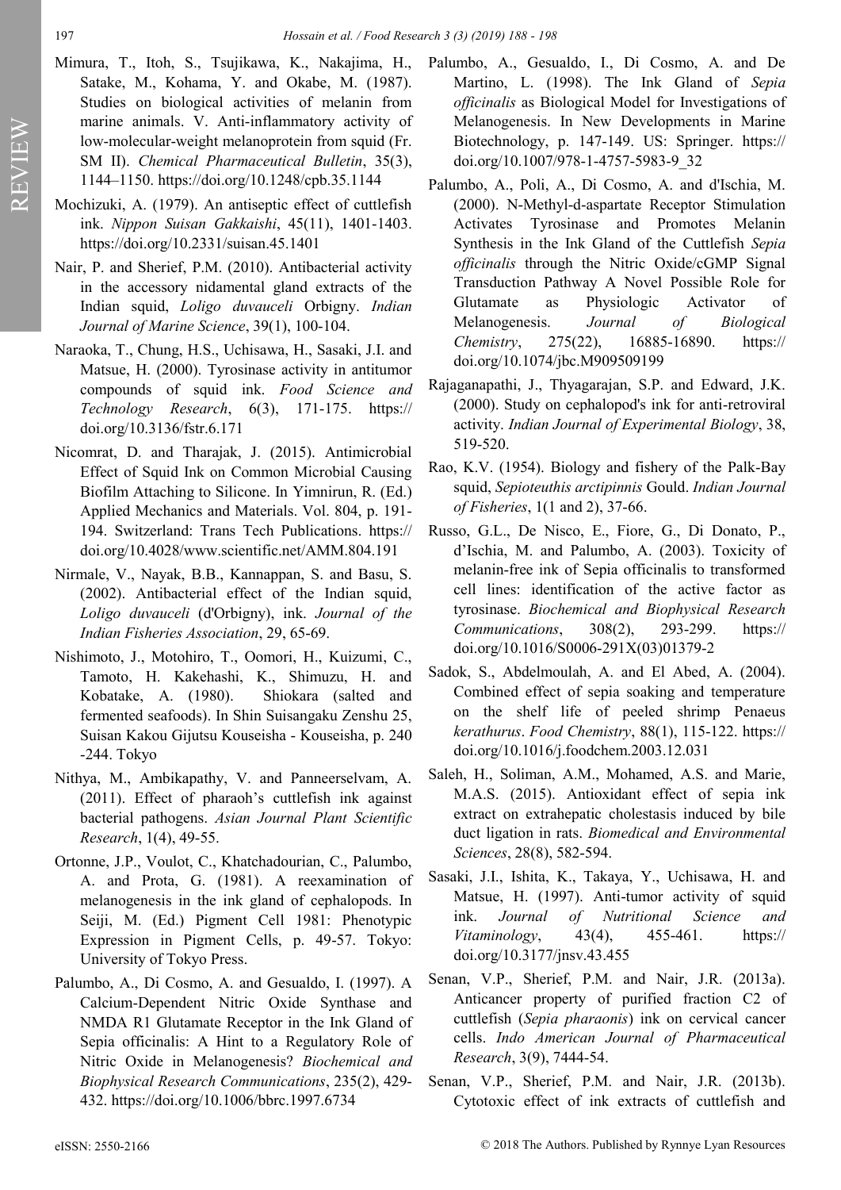Mimura, T., Itoh, S., Tsujikawa, K., Nakajima, H., Satake, M., Kohama, Y. and Okabe, M. (1987). Studies on biological activities of melanin from marine animals. V. Anti-inflammatory activity of low-molecular-weight melanoprotein from squid (Fr. SM II). *Chemical Pharmaceutical Bulletin*, 35(3), 1144–1150. https://doi.org/10.1248/cpb.35.1144

Mochizuki, A. (1979). An antiseptic effect of cuttlefish ink. *Nippon Suisan Gakkaishi*, 45(11), 1401-1403. https://doi.org/10.2331/suisan.45.1401

Nair, P. and Sherief, P.M. (2010). Antibacterial activity in the accessory nidamental gland extracts of the Indian squid, *Loligo duvauceli* Orbigny. *Indian Journal of Marine Science*, 39(1), 100-104.

Naraoka, T., Chung, H.S., Uchisawa, H., Sasaki, J.I. and Matsue, H. (2000). Tyrosinase activity in antitumor compounds of squid ink. *Food Science and Technology Research*, 6(3), 171-175. https://doi.org/10.3136/fstr.6.171

Nicomrat, D. and Tharajak, J. (2015). Antimicrobial Effect of Squid Ink on Common Microbial Causing Biofilm Attaching to Silicone. In Yimnirun, R. (Ed.) Applied Mechanics and Materials. Vol. 804, p. 191-194. Switzerland: Trans Tech Publications. https://doi.org/10.4028/www.scientific.net/AMM.804.191

Nirmale, V., Nayak, B.B., Kannappan, S. and Basu, S. (2002). Antibacterial effect of the Indian squid, *Loligo duvauceli* (d'Orbigny), ink. *Journal of the Indian Fisheries Association*, 29, 65-69.

Nishimoto, J., Motohiro, T., Oomori, H., Kuizumi, C., Tamoto, H. Kakehashi, K., Shimuzu, H. and Kobatake, A. (1980). Shiokara (salted and fermented seafoods). In Shin Suisangaku Zenshu 25, Suisan Kakou Gijutsu Kouseisha - Kouseisha, p. 240-244. Tokyo

Nithya, M., Ambikapathy, V. and Panneerselvam, A. (2011). Effect of pharaoh's cuttlefish ink against bacterial pathogens. *Asian Journal Plant Scientific Research*, 1(4), 49-55.

Ortonne, J.P., Voulot, C., Khatchadourian, C., Palumbo, A. and Prota, G. (1981). A reexamination of melanogenesis in the ink gland of cephalopods. In Seiji, M. (Ed.) Pigment Cell 1981: Phenotypic Expression in Pigment Cells, p. 49-57. Tokyo: University of Tokyo Press.

Palumbo, A., Di Cosmo, A. and Gesualdo, I. (1997). A Calcium-Dependent Nitric Oxide Synthase and NMDA R1 Glutamate Receptor in the Ink Gland of Sepia officinalis: A Hint to a Regulatory Role of Nitric Oxide in Melanogenesis? *Biochemical and Biophysical Research Communications*, 235(2), 429-432. https://doi.org/10.1006/bbrc.1997.6734

Palumbo, A., Gesualdo, I., Di Cosmo, A. and De Martino, L. (1998). The Ink Gland of *Sepia officinalis* as Biological Model for Investigations of Melanogenesis. In New Developments in Marine Biotechnology, p. 147-149. US: Springer. https://doi.org/10.1007/978-1-4757-5983-9_32

Palumbo, A., Poli, A., Di Cosmo, A. and d'Ischia, M. (2000). N-Methyl-d-aspartate Receptor Stimulation Activates Tyrosinase and Promotes Melanin Synthesis in the Ink Gland of the Cuttlefish *Sepia officinalis* through the Nitric Oxide/cGMP Signal Transduction Pathway A Novel Possible Role for Glutamate as Physiologic Activator of Melanogenesis. *Journal of Biological Chemistry*, 275(22), 16885-16890. https://doi.org/10.1074/jbc.M909509199

Rajaganapathi, J., Thyagarajan, S.P. and Edward, J.K. (2000). Study on cephalopod's ink for anti-retroviral activity. *Indian Journal of Experimental Biology*, 38, 519-520.

Rao, K.V. (1954). Biology and fishery of the Palk-Bay squid, *Sepioteuthis arctipinnis* Gould. *Indian Journal of Fisheries*, 1(1 and 2), 37-66.

Russo, G.L., De Nisco, E., Fiore, G., Di Donato, P., d'Ischia, M. and Palumbo, A. (2003). Toxicity of melanin-free ink of Sepia officinalis to transformed cell lines: identification of the active factor as tyrosinase. *Biochemical and Biophysical Research Communications*, 308(2), 293-299. https://doi.org/10.1016/S0006-291X(03)01379-2

Sadok, S., Abdelmoulah, A. and El Abed, A. (2004). Combined effect of sepia soaking and temperature on the shelf life of peeled shrimp Penaeus *kerathurus*. *Food Chemistry*, 88(1), 115-122. https://doi.org/10.1016/j.foodchem.2003.12.031

Saleh, H., Soliman, A.M., Mohamed, A.S. and Marie, M.A.S. (2015). Antioxidant effect of sepia ink extract on extrahepatic cholestasis induced by bile duct ligation in rats. *Biomedical and Environmental Sciences*, 28(8), 582-594.

Sasaki, J.I., Ishita, K., Takaya, Y., Uchisawa, H. and Matsue, H. (1997). Anti-tumor activity of squid ink. *Journal of Nutritional Science and Vitaminology*, 43(4), 455-461. https://doi.org/10.3177/jnsv.43.455

Senan, V.P., Sherief, P.M. and Nair, J.R. (2013a). Anticancer property of purified fraction C2 of cuttlefish (*Sepia pharaonis*) ink on cervical cancer cells. *Indo American Journal of Pharmaceutical Research*, 3(9), 7444-54.

Senan, V.P., Sherief, P.M. and Nair, J.R. (2013b). Cytotoxic effect of ink extracts of cuttlefish and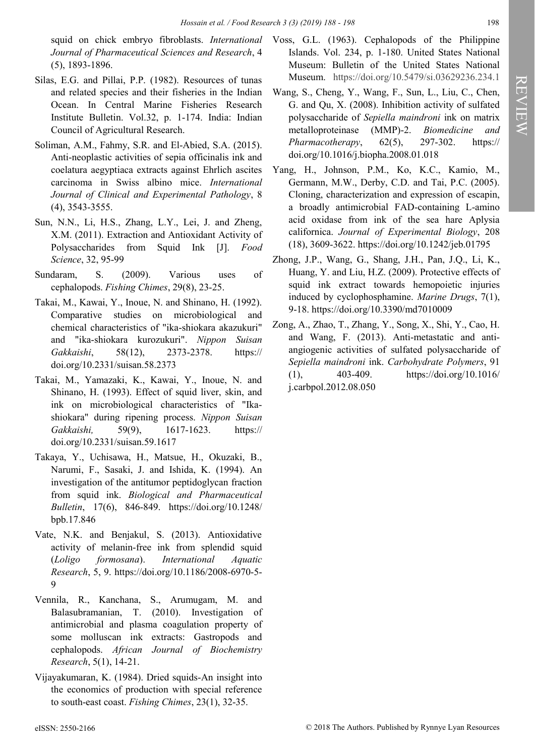squid on chick embryo fibroblasts. *International Journal of Pharmaceutical Sciences and Research*, 4 (5), 1893-1896.

Silas, E.G. and Pillai, P.P. (1982). Resources of tunas and related species and their fisheries in the Indian Ocean. In Central Marine Fisheries Research Institute Bulletin. Vol.32, p. 1-174. India: Indian Council of Agricultural Research.

Soliman, A.M., Fahmy, S.R. and El-Abied, S.A. (2015). Anti-neoplastic activities of sepia officinalis ink and coelatura aegyptiaca extracts against Ehrlich ascites carcinoma in Swiss albino mice. *International Journal of Clinical and Experimental Pathology*, 8 (4), 3543-3555.

Sun, N.N., Li, H.S., Zhang, L.Y., Lei, J. and Zheng, X.M. (2011). Extraction and Antioxidant Activity of Polysaccharides from Squid Ink [J]. *Food Science*, 32, 95-99

Sundaram, S. (2009). Various uses of cephalopods. *Fishing Chimes*, 29(8), 23-25.

Takai, M., Kawai, Y., Inoue, N. and Shinano, H. (1992). Comparative studies on microbiological and chemical characteristics of "ika-shiokara akazukuri" and "ika-shiokara kurozukuri". *Nippon Suisan Gakkaishi*, 58(12), 2373-2378. https://doi.org/10.2331/suisan.58.2373

Takai, M., Yamazaki, K., Kawai, Y., Inoue, N. and Shinano, H. (1993). Effect of squid liver, skin, and ink on microbiological characteristics of "Ika-shiokara" during ripening process. *Nippon Suisan Gakkaishi,* 59(9), 1617-1623. https://doi.org/10.2331/suisan.59.1617

Takaya, Y., Uchisawa, H., Matsue, H., Okuzaki, B., Narumi, F., Sasaki, J. and Ishida, K. (1994). An investigation of the antitumor peptidoglycan fraction from squid ink. *Biological and Pharmaceutical Bulletin*, 17(6), 846-849. https://doi.org/10.1248/bpb.17.846

Vate, N.K. and Benjakul, S. (2013). Antioxidative activity of melanin-free ink from splendid squid (*Loligo formosana*). *International Aquatic Research*, 5, 9. https://doi.org/10.1186/2008-6970-5-9

Vennila, R., Kanchana, S., Arumugam, M. and Balasubramanian, T. (2010). Investigation of antimicrobial and plasma coagulation property of some molluscan ink extracts: Gastropods and cephalopods. *African Journal of Biochemistry Research*, 5(1), 14-21.

Vijayakumaran, K. (1984). Dried squids-An insight into the economics of production with special reference to south-east coast. *Fishing Chimes*, 23(1), 32-35.

Voss, G.L. (1963). Cephalopods of the Philippine Islands. Vol. 234, p. 1-180. United States National Museum: Bulletin of the United States National Museum. https://doi.org/10.5479/si.03629236.234.1

Wang, S., Cheng, Y., Wang, F., Sun, L., Liu, C., Chen, G. and Qu, X. (2008). Inhibition activity of sulfated polysaccharide of *Sepiella maindroni* ink on matrix metalloproteinase (MMP)-2. *Biomedicine and Pharmacotherapy*, 62(5), 297-302. https://doi.org/10.1016/j.biopha.2008.01.018

Yang, H., Johnson, P.M., Ko, K.C., Kamio, M., Germann, M.W., Derby, C.D. and Tai, P.C. (2005). Cloning, characterization and expression of escapin, a broadly antimicrobial FAD-containing L-amino acid oxidase from ink of the sea hare Aplysia californica. *Journal of Experimental Biology*, 208 (18), 3609-3622. https://doi.org/10.1242/jeb.01795

Zhong, J.P., Wang, G., Shang, J.H., Pan, J.Q., Li, K., Huang, Y. and Liu, H.Z. (2009). Protective effects of squid ink extract towards hemopoietic injuries induced by cyclophosphamine. *Marine Drugs*, 7(1), 9-18. https://doi.org/10.3390/md7010009

Zong, A., Zhao, T., Zhang, Y., Song, X., Shi, Y., Cao, H. and Wang, F. (2013). Anti-metastatic and anti-angiogenic activities of sulfated polysaccharide of *Sepiella maindroni* ink. *Carbohydrate Polymers*, 91 (1), 403-409. https://doi.org/10.1016/j.carbpol.2012.08.050